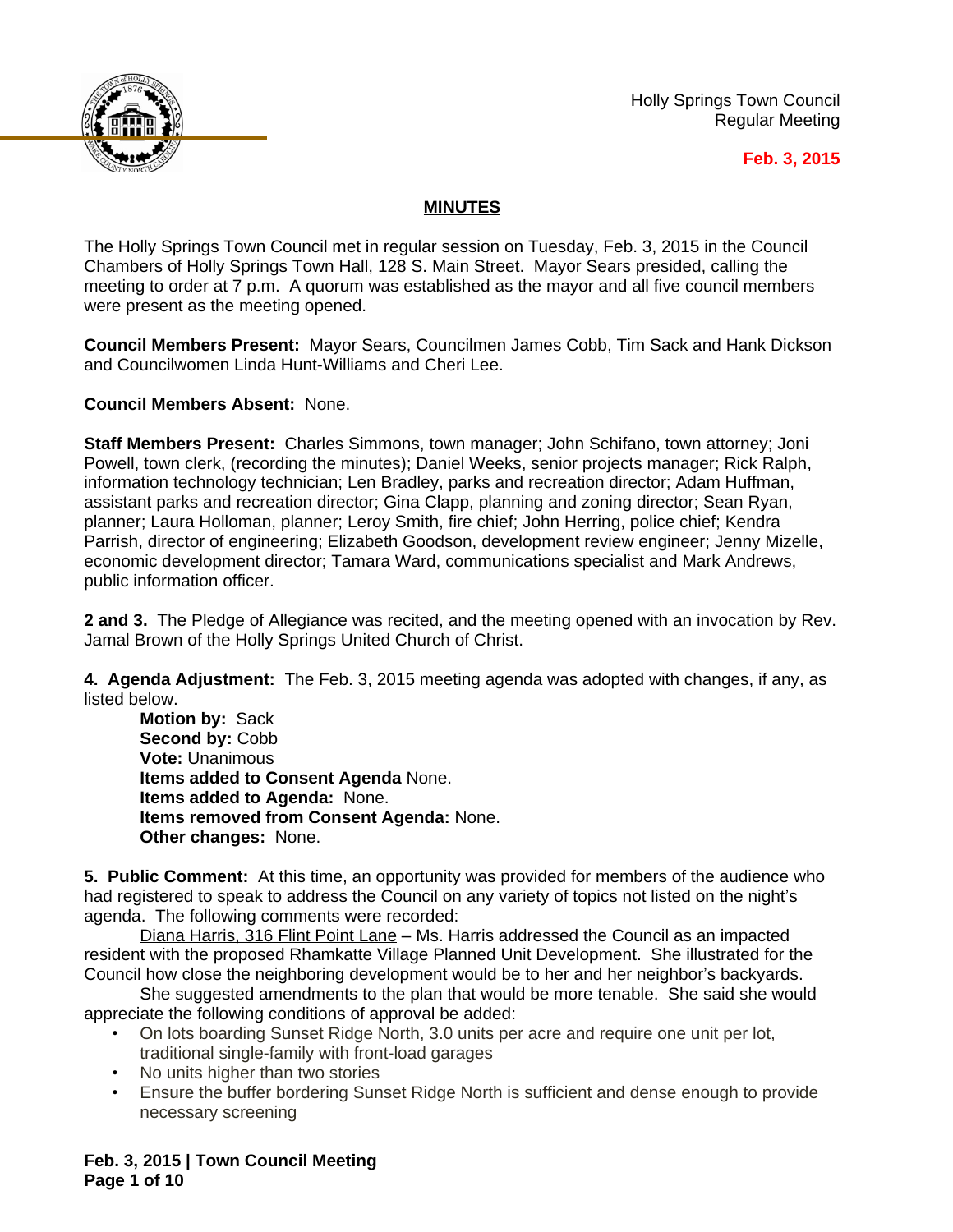Holly Springs Town Council
Regular Meeting

**Feb. 3, 2015**

## MINUTES

The Holly Springs Town Council met in regular session on Tuesday, Feb. 3, 2015 in the Council Chambers of Holly Springs Town Hall, 128 S. Main Street. Mayor Sears presided, calling the meeting to order at 7 p.m. A quorum was established as the mayor and all five council members were present as the meeting opened.

**Council Members Present:** Mayor Sears, Councilmen James Cobb, Tim Sack and Hank Dickson and Councilwomen Linda Hunt-Williams and Cheri Lee.

**Council Members Absent:** None.

**Staff Members Present:** Charles Simmons, town manager; John Schifano, town attorney; Joni Powell, town clerk, (recording the minutes); Daniel Weeks, senior projects manager; Rick Ralph, information technology technician; Len Bradley, parks and recreation director; Adam Huffman, assistant parks and recreation director; Gina Clapp, planning and zoning director; Sean Ryan, planner; Laura Holloman, planner; Leroy Smith, fire chief; John Herring, police chief; Kendra Parrish, director of engineering; Elizabeth Goodson, development review engineer; Jenny Mizelle, economic development director; Tamara Ward, communications specialist and Mark Andrews, public information officer.

**2 and 3.** The Pledge of Allegiance was recited, and the meeting opened with an invocation by Rev. Jamal Brown of the Holly Springs United Church of Christ.

**4. Agenda Adjustment:** The Feb. 3, 2015 meeting agenda was adopted with changes, if any, as listed below.

**Motion by:** Sack
**Second by:** Cobb
**Vote:** Unanimous
**Items added to Consent Agenda** None.
**Items added to Agenda:** None.
**Items removed from Consent Agenda:** None.
**Other changes:** None.

**5. Public Comment:** At this time, an opportunity was provided for members of the audience who had registered to speak to address the Council on any variety of topics not listed on the night's agenda. The following comments were recorded:

Diana Harris, 316 Flint Point Lane – Ms. Harris addressed the Council as an impacted resident with the proposed Rhamkatte Village Planned Unit Development. She illustrated for the Council how close the neighboring development would be to her and her neighbor's backyards.

She suggested amendments to the plan that would be more tenable. She said she would appreciate the following conditions of approval be added:

- On lots boarding Sunset Ridge North, 3.0 units per acre and require one unit per lot, traditional single-family with front-load garages
- No units higher than two stories
- Ensure the buffer bordering Sunset Ridge North is sufficient and dense enough to provide necessary screening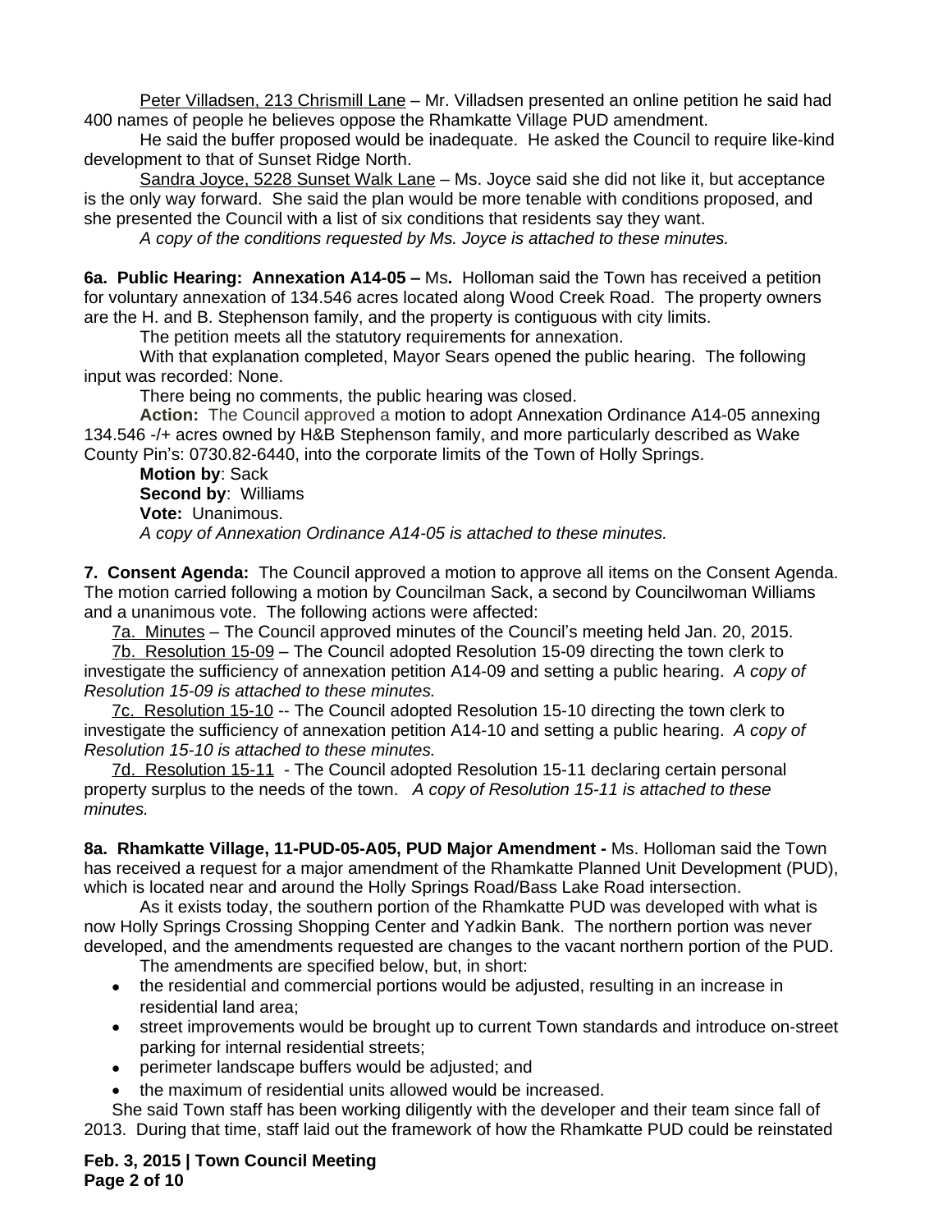Peter Villadsen, 213 Chrismill Lane – Mr. Villadsen presented an online petition he said had 400 names of people he believes oppose the Rhamkatte Village PUD amendment.

He said the buffer proposed would be inadequate. He asked the Council to require like-kind development to that of Sunset Ridge North.

Sandra Joyce, 5228 Sunset Walk Lane – Ms. Joyce said she did not like it, but acceptance is the only way forward. She said the plan would be more tenable with conditions proposed, and she presented the Council with a list of six conditions that residents say they want.

*A copy of the conditions requested by Ms. Joyce is attached to these minutes.*

**6a. Public Hearing: Annexation A14-05 –** Ms**.** Holloman said the Town has received a petition for voluntary annexation of 134.546 acres located along Wood Creek Road. The property owners are the H. and B. Stephenson family, and the property is contiguous with city limits.

The petition meets all the statutory requirements for annexation.

With that explanation completed, Mayor Sears opened the public hearing. The following input was recorded: None.

There being no comments, the public hearing was closed.

**Action:** The Council approved a motion to adopt Annexation Ordinance A14-05 annexing 134.546 -/+ acres owned by H&B Stephenson family, and more particularly described as Wake County Pin's: 0730.82-6440, into the corporate limits of the Town of Holly Springs.

**Motion by**: Sack

**Second by**: Williams

**Vote:** Unanimous.

*A copy of Annexation Ordinance A14-05 is attached to these minutes.*

**7. Consent Agenda:** The Council approved a motion to approve all items on the Consent Agenda. The motion carried following a motion by Councilman Sack, a second by Councilwoman Williams and a unanimous vote. The following actions were affected:

7a. Minutes – The Council approved minutes of the Council's meeting held Jan. 20, 2015.

7b. Resolution 15-09 – The Council adopted Resolution 15-09 directing the town clerk to investigate the sufficiency of annexation petition A14-09 and setting a public hearing. *A copy of Resolution 15-09 is attached to these minutes.*

7c. Resolution 15-10 -- The Council adopted Resolution 15-10 directing the town clerk to investigate the sufficiency of annexation petition A14-10 and setting a public hearing. *A copy of Resolution 15-10 is attached to these minutes.*

7d. Resolution 15-11 - The Council adopted Resolution 15-11 declaring certain personal property surplus to the needs of the town. *A copy of Resolution 15-11 is attached to these minutes.*

**8a. Rhamkatte Village, 11-PUD-05-A05, PUD Major Amendment -** Ms. Holloman said the Town has received a request for a major amendment of the Rhamkatte Planned Unit Development (PUD), which is located near and around the Holly Springs Road/Bass Lake Road intersection.

As it exists today, the southern portion of the Rhamkatte PUD was developed with what is now Holly Springs Crossing Shopping Center and Yadkin Bank. The northern portion was never developed, and the amendments requested are changes to the vacant northern portion of the PUD.

The amendments are specified below, but, in short:

- the residential and commercial portions would be adjusted, resulting in an increase in residential land area;
- street improvements would be brought up to current Town standards and introduce on-street parking for internal residential streets;
- perimeter landscape buffers would be adjusted; and
- the maximum of residential units allowed would be increased.

She said Town staff has been working diligently with the developer and their team since fall of 2013. During that time, staff laid out the framework of how the Rhamkatte PUD could be reinstated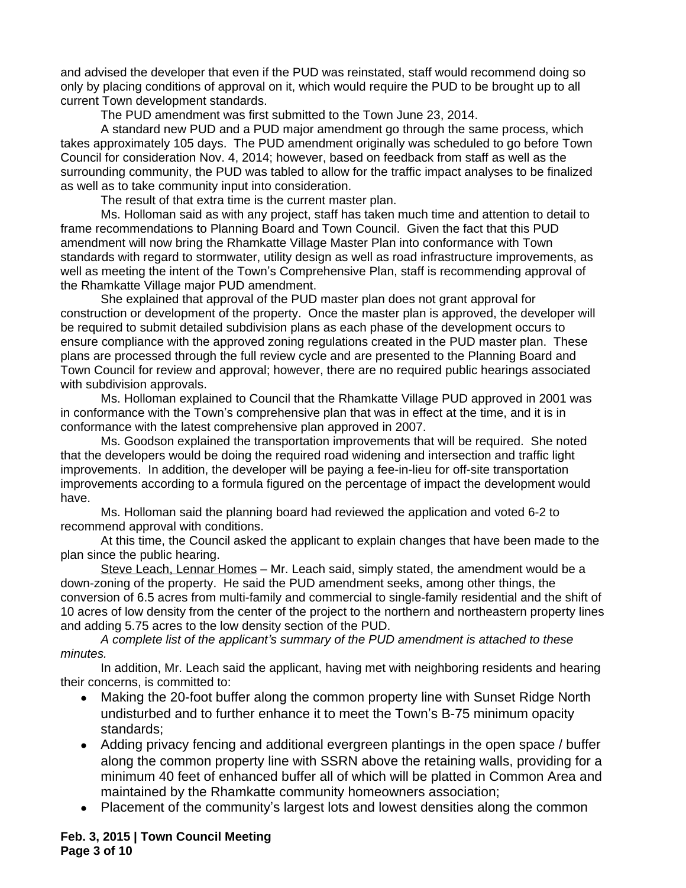and advised the developer that even if the PUD was reinstated, staff would recommend doing so only by placing conditions of approval on it, which would require the PUD to be brought up to all current Town development standards.

The PUD amendment was first submitted to the Town June 23, 2014.

A standard new PUD and a PUD major amendment go through the same process, which takes approximately 105 days. The PUD amendment originally was scheduled to go before Town Council for consideration Nov. 4, 2014; however, based on feedback from staff as well as the surrounding community, the PUD was tabled to allow for the traffic impact analyses to be finalized as well as to take community input into consideration.

The result of that extra time is the current master plan.

Ms. Holloman said as with any project, staff has taken much time and attention to detail to frame recommendations to Planning Board and Town Council. Given the fact that this PUD amendment will now bring the Rhamkatte Village Master Plan into conformance with Town standards with regard to stormwater, utility design as well as road infrastructure improvements, as well as meeting the intent of the Town's Comprehensive Plan, staff is recommending approval of the Rhamkatte Village major PUD amendment.

She explained that approval of the PUD master plan does not grant approval for construction or development of the property. Once the master plan is approved, the developer will be required to submit detailed subdivision plans as each phase of the development occurs to ensure compliance with the approved zoning regulations created in the PUD master plan. These plans are processed through the full review cycle and are presented to the Planning Board and Town Council for review and approval; however, there are no required public hearings associated with subdivision approvals.

Ms. Holloman explained to Council that the Rhamkatte Village PUD approved in 2001 was in conformance with the Town's comprehensive plan that was in effect at the time, and it is in conformance with the latest comprehensive plan approved in 2007.

Ms. Goodson explained the transportation improvements that will be required. She noted that the developers would be doing the required road widening and intersection and traffic light improvements. In addition, the developer will be paying a fee-in-lieu for off-site transportation improvements according to a formula figured on the percentage of impact the development would have.

Ms. Holloman said the planning board had reviewed the application and voted 6-2 to recommend approval with conditions.

At this time, the Council asked the applicant to explain changes that have been made to the plan since the public hearing.

Steve Leach, Lennar Homes – Mr. Leach said, simply stated, the amendment would be a down-zoning of the property. He said the PUD amendment seeks, among other things, the conversion of 6.5 acres from multi-family and commercial to single-family residential and the shift of 10 acres of low density from the center of the project to the northern and northeastern property lines and adding 5.75 acres to the low density section of the PUD.

*A complete list of the applicant's summary of the PUD amendment is attached to these minutes.*

In addition, Mr. Leach said the applicant, having met with neighboring residents and hearing their concerns, is committed to:

- Making the 20-foot buffer along the common property line with Sunset Ridge North undisturbed and to further enhance it to meet the Town's B-75 minimum opacity standards;
- Adding privacy fencing and additional evergreen plantings in the open space / buffer along the common property line with SSRN above the retaining walls, providing for a minimum 40 feet of enhanced buffer all of which will be platted in Common Area and maintained by the Rhamkatte community homeowners association;
- Placement of the community's largest lots and lowest densities along the common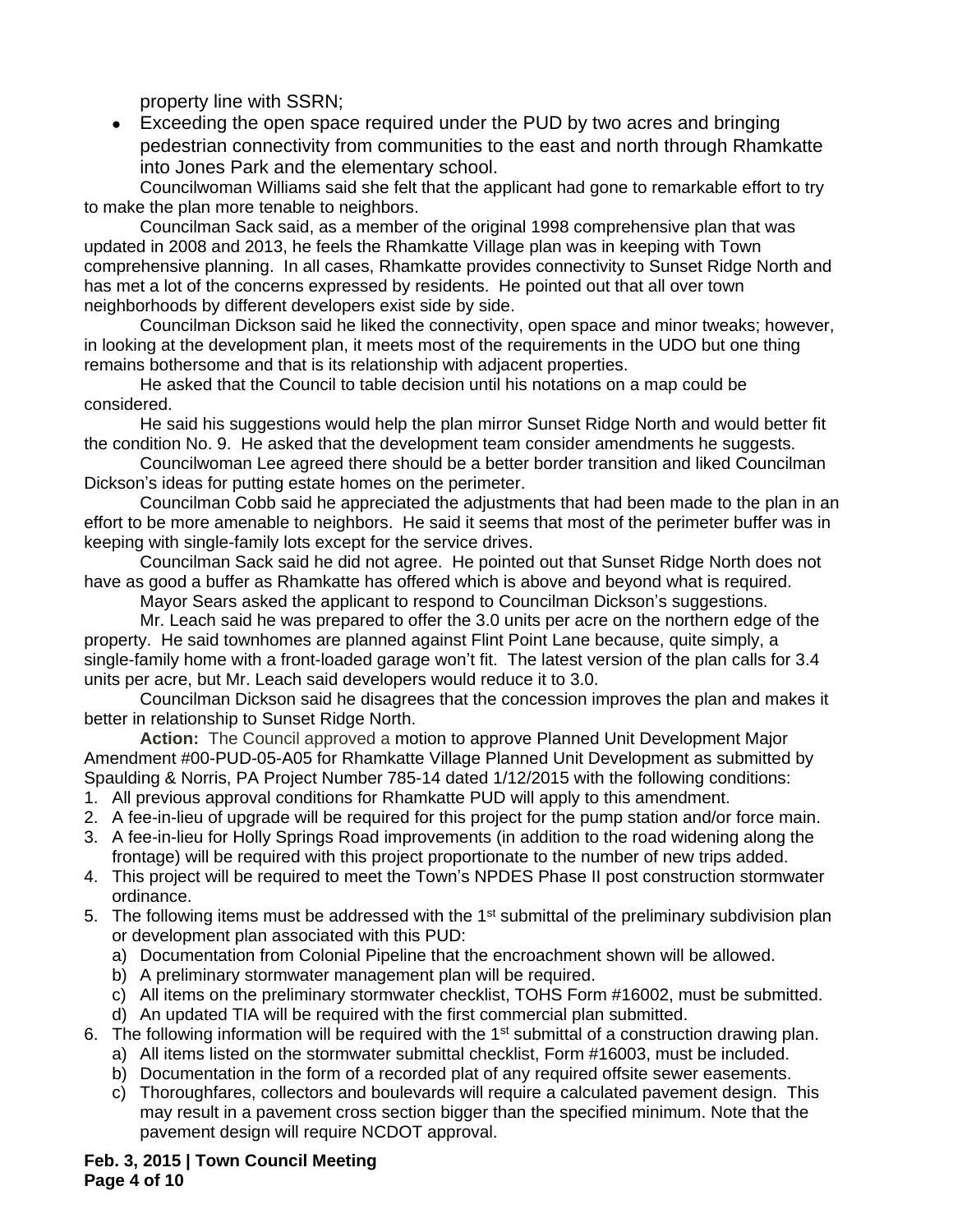property line with SSRN;

- Exceeding the open space required under the PUD by two acres and bringing pedestrian connectivity from communities to the east and north through Rhamkatte into Jones Park and the elementary school.

Councilwoman Williams said she felt that the applicant had gone to remarkable effort to try to make the plan more tenable to neighbors.

Councilman Sack said, as a member of the original 1998 comprehensive plan that was updated in 2008 and 2013, he feels the Rhamkatte Village plan was in keeping with Town comprehensive planning. In all cases, Rhamkatte provides connectivity to Sunset Ridge North and has met a lot of the concerns expressed by residents. He pointed out that all over town neighborhoods by different developers exist side by side.

Councilman Dickson said he liked the connectivity, open space and minor tweaks; however, in looking at the development plan, it meets most of the requirements in the UDO but one thing remains bothersome and that is its relationship with adjacent properties.

He asked that the Council to table decision until his notations on a map could be considered.

He said his suggestions would help the plan mirror Sunset Ridge North and would better fit the condition No. 9. He asked that the development team consider amendments he suggests.

Councilwoman Lee agreed there should be a better border transition and liked Councilman Dickson's ideas for putting estate homes on the perimeter.

Councilman Cobb said he appreciated the adjustments that had been made to the plan in an effort to be more amenable to neighbors. He said it seems that most of the perimeter buffer was in keeping with single-family lots except for the service drives.

Councilman Sack said he did not agree. He pointed out that Sunset Ridge North does not have as good a buffer as Rhamkatte has offered which is above and beyond what is required.

Mayor Sears asked the applicant to respond to Councilman Dickson's suggestions.

Mr. Leach said he was prepared to offer the 3.0 units per acre on the northern edge of the property. He said townhomes are planned against Flint Point Lane because, quite simply, a single-family home with a front-loaded garage won't fit. The latest version of the plan calls for 3.4 units per acre, but Mr. Leach said developers would reduce it to 3.0.

Councilman Dickson said he disagrees that the concession improves the plan and makes it better in relationship to Sunset Ridge North.

**Action:** The Council approved a motion to approve Planned Unit Development Major Amendment #00-PUD-05-A05 for Rhamkatte Village Planned Unit Development as submitted by Spaulding & Norris, PA Project Number 785-14 dated 1/12/2015 with the following conditions:

1. All previous approval conditions for Rhamkatte PUD will apply to this amendment.
2. A fee-in-lieu of upgrade will be required for this project for the pump station and/or force main.
3. A fee-in-lieu for Holly Springs Road improvements (in addition to the road widening along the frontage) will be required with this project proportionate to the number of new trips added.
4. This project will be required to meet the Town's NPDES Phase II post construction stormwater ordinance.
5. The following items must be addressed with the 1st submittal of the preliminary subdivision plan or development plan associated with this PUD:
   a) Documentation from Colonial Pipeline that the encroachment shown will be allowed.
   b) A preliminary stormwater management plan will be required.
   c) All items on the preliminary stormwater checklist, TOHS Form #16002, must be submitted.
   d) An updated TIA will be required with the first commercial plan submitted.
6. The following information will be required with the 1st submittal of a construction drawing plan.
   a) All items listed on the stormwater submittal checklist, Form #16003, must be included.
   b) Documentation in the form of a recorded plat of any required offsite sewer easements.
   c) Thoroughfares, collectors and boulevards will require a calculated pavement design. This may result in a pavement cross section bigger than the specified minimum. Note that the pavement design will require NCDOT approval.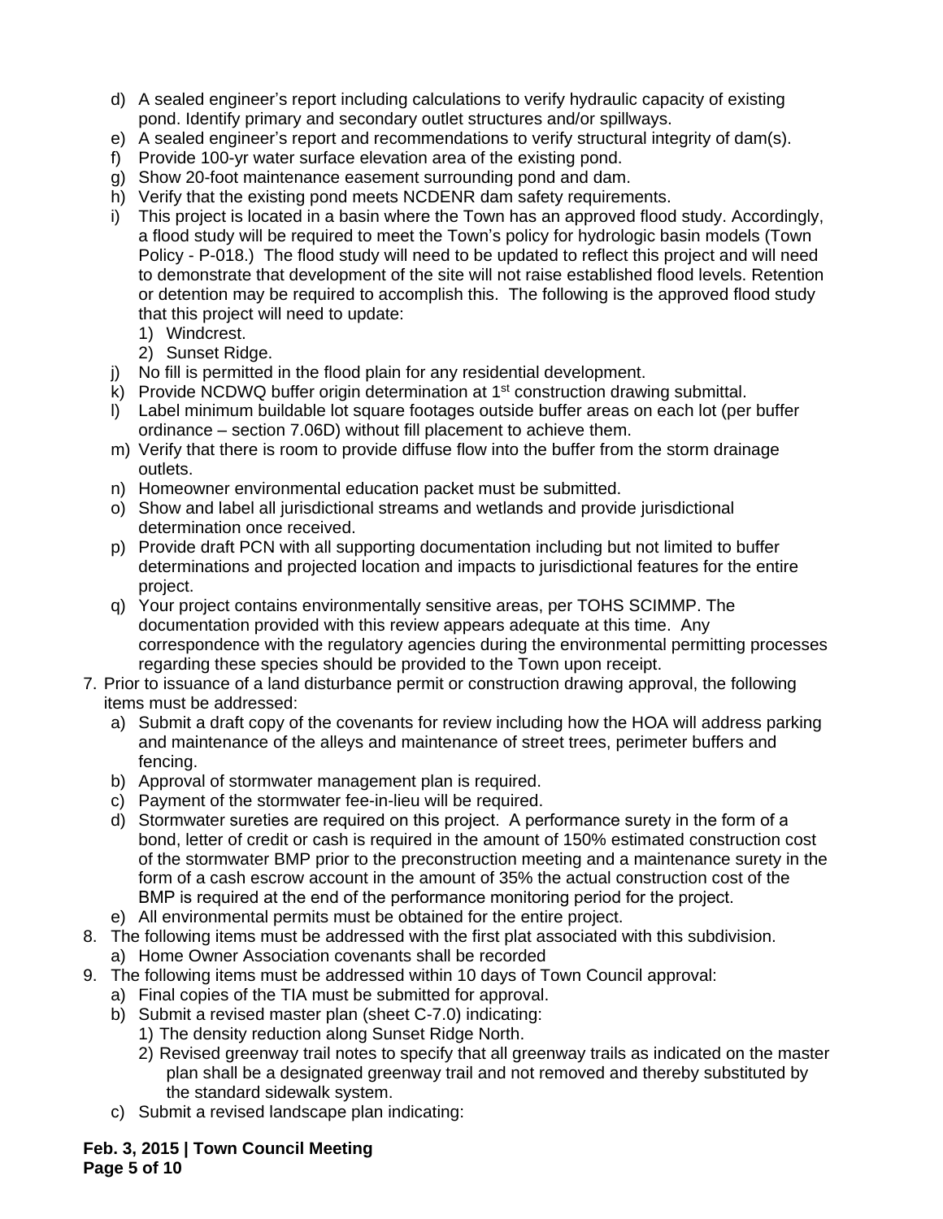d) A sealed engineer's report including calculations to verify hydraulic capacity of existing pond. Identify primary and secondary outlet structures and/or spillways.
   e) A sealed engineer's report and recommendations to verify structural integrity of dam(s).
   f) Provide 100-yr water surface elevation area of the existing pond.
   g) Show 20-foot maintenance easement surrounding pond and dam.
   h) Verify that the existing pond meets NCDENR dam safety requirements.
   i) This project is located in a basin where the Town has an approved flood study. Accordingly, a flood study will be required to meet the Town's policy for hydrologic basin models (Town Policy - P-018.) The flood study will need to be updated to reflect this project and will need to demonstrate that development of the site will not raise established flood levels. Retention or detention may be required to accomplish this. The following is the approved flood study that this project will need to update:
      1) Windcrest.
      2) Sunset Ridge.
   j) No fill is permitted in the flood plain for any residential development.
   k) Provide NCDWQ buffer origin determination at 1st construction drawing submittal.
   l) Label minimum buildable lot square footages outside buffer areas on each lot (per buffer ordinance – section 7.06D) without fill placement to achieve them.
   m) Verify that there is room to provide diffuse flow into the buffer from the storm drainage outlets.
   n) Homeowner environmental education packet must be submitted.
   o) Show and label all jurisdictional streams and wetlands and provide jurisdictional determination once received.
   p) Provide draft PCN with all supporting documentation including but not limited to buffer determinations and projected location and impacts to jurisdictional features for the entire project.
   q) Your project contains environmentally sensitive areas, per TOHS SCIMMP. The documentation provided with this review appears adequate at this time. Any correspondence with the regulatory agencies during the environmental permitting processes regarding these species should be provided to the Town upon receipt.

7. Prior to issuance of a land disturbance permit or construction drawing approval, the following items must be addressed:
   a) Submit a draft copy of the covenants for review including how the HOA will address parking and maintenance of the alleys and maintenance of street trees, perimeter buffers and fencing.
   b) Approval of stormwater management plan is required.
   c) Payment of the stormwater fee-in-lieu will be required.
   d) Stormwater sureties are required on this project. A performance surety in the form of a bond, letter of credit or cash is required in the amount of 150% estimated construction cost of the stormwater BMP prior to the preconstruction meeting and a maintenance surety in the form of a cash escrow account in the amount of 35% the actual construction cost of the BMP is required at the end of the performance monitoring period for the project.
   e) All environmental permits must be obtained for the entire project.
8. The following items must be addressed with the first plat associated with this subdivision.
   a) Home Owner Association covenants shall be recorded
9. The following items must be addressed within 10 days of Town Council approval:
   a) Final copies of the TIA must be submitted for approval.
   b) Submit a revised master plan (sheet C-7.0) indicating:
      1) The density reduction along Sunset Ridge North.
      2) Revised greenway trail notes to specify that all greenway trails as indicated on the master plan shall be a designated greenway trail and not removed and thereby substituted by the standard sidewalk system.
   c) Submit a revised landscape plan indicating: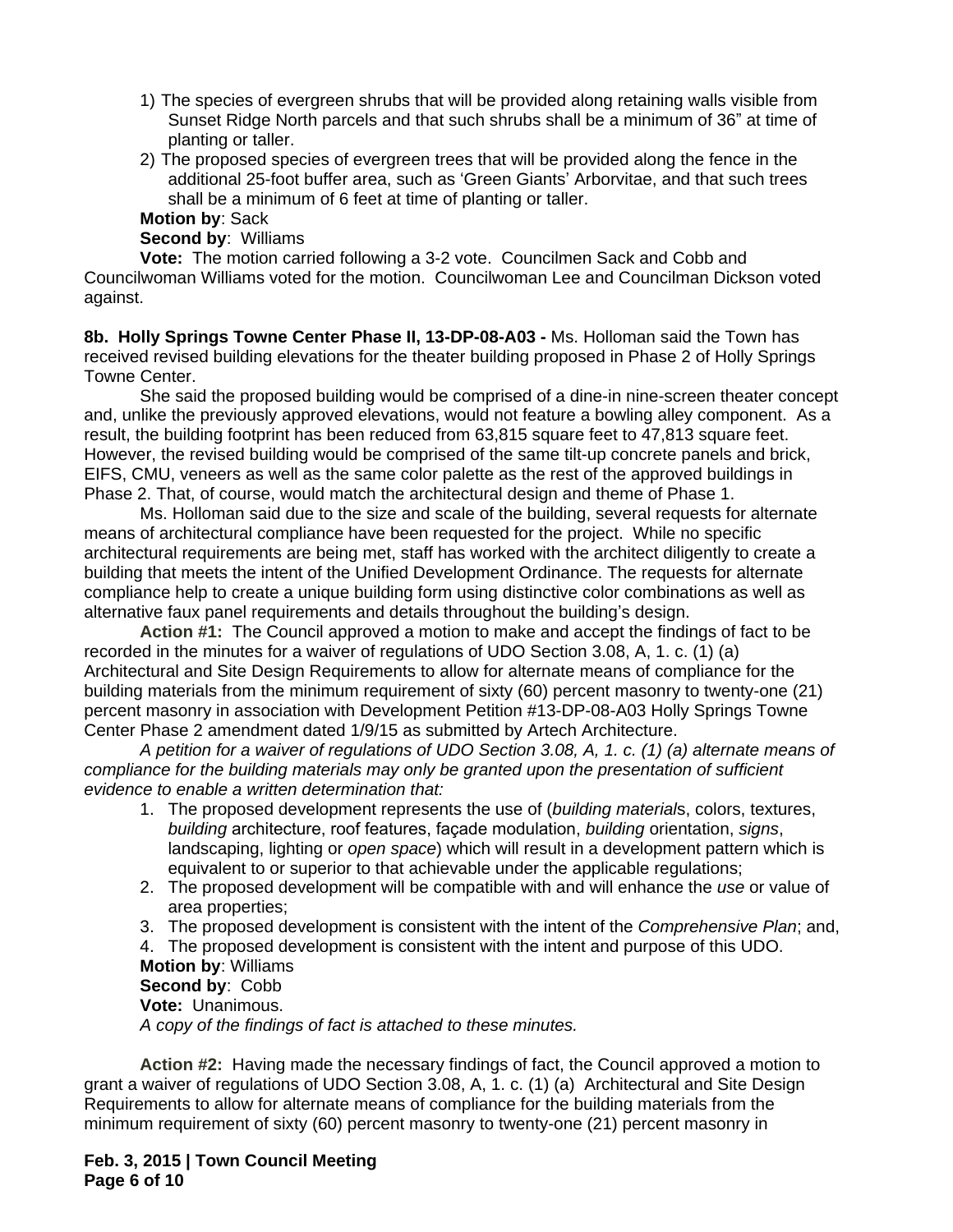1) The species of evergreen shrubs that will be provided along retaining walls visible from Sunset Ridge North parcels and that such shrubs shall be a minimum of 36" at time of planting or taller.
2) The proposed species of evergreen trees that will be provided along the fence in the additional 25-foot buffer area, such as 'Green Giants' Arborvitae, and that such trees shall be a minimum of 6 feet at time of planting or taller.

**Motion by**: Sack
**Second by**: Williams
**Vote:** The motion carried following a 3-2 vote. Councilmen Sack and Cobb and Councilwoman Williams voted for the motion. Councilwoman Lee and Councilman Dickson voted against.

**8b. Holly Springs Towne Center Phase II, 13-DP-08-A03 -** Ms. Holloman said the Town has received revised building elevations for the theater building proposed in Phase 2 of Holly Springs Towne Center.

She said the proposed building would be comprised of a dine-in nine-screen theater concept and, unlike the previously approved elevations, would not feature a bowling alley component. As a result, the building footprint has been reduced from 63,815 square feet to 47,813 square feet. However, the revised building would be comprised of the same tilt-up concrete panels and brick, EIFS, CMU, veneers as well as the same color palette as the rest of the approved buildings in Phase 2. That, of course, would match the architectural design and theme of Phase 1.

Ms. Holloman said due to the size and scale of the building, several requests for alternate means of architectural compliance have been requested for the project. While no specific architectural requirements are being met, staff has worked with the architect diligently to create a building that meets the intent of the Unified Development Ordinance. The requests for alternate compliance help to create a unique building form using distinctive color combinations as well as alternative faux panel requirements and details throughout the building's design.

**Action #1:** The Council approved a motion to make and accept the findings of fact to be recorded in the minutes for a waiver of regulations of UDO Section 3.08, A, 1. c. (1) (a) Architectural and Site Design Requirements to allow for alternate means of compliance for the building materials from the minimum requirement of sixty (60) percent masonry to twenty-one (21) percent masonry in association with Development Petition #13-DP-08-A03 Holly Springs Towne Center Phase 2 amendment dated 1/9/15 as submitted by Artech Architecture.

*A petition for a waiver of regulations of UDO Section 3.08, A, 1. c. (1) (a) alternate means of compliance for the building materials may only be granted upon the presentation of sufficient evidence to enable a written determination that:*

1. The proposed development represents the use of (*building material*s, colors, textures, *building* architecture, roof features, façade modulation, *building* orientation, *signs*, landscaping, lighting or *open space*) which will result in a development pattern which is equivalent to or superior to that achievable under the applicable regulations;
2. The proposed development will be compatible with and will enhance the *use* or value of area properties;
3. The proposed development is consistent with the intent of the *Comprehensive Plan*; and,
4. The proposed development is consistent with the intent and purpose of this UDO.

**Motion by**: Williams
**Second by**: Cobb
**Vote:** Unanimous.
*A copy of the findings of fact is attached to these minutes.*

**Action #2:** Having made the necessary findings of fact, the Council approved a motion to grant a waiver of regulations of UDO Section 3.08, A, 1. c. (1) (a) Architectural and Site Design Requirements to allow for alternate means of compliance for the building materials from the minimum requirement of sixty (60) percent masonry to twenty-one (21) percent masonry in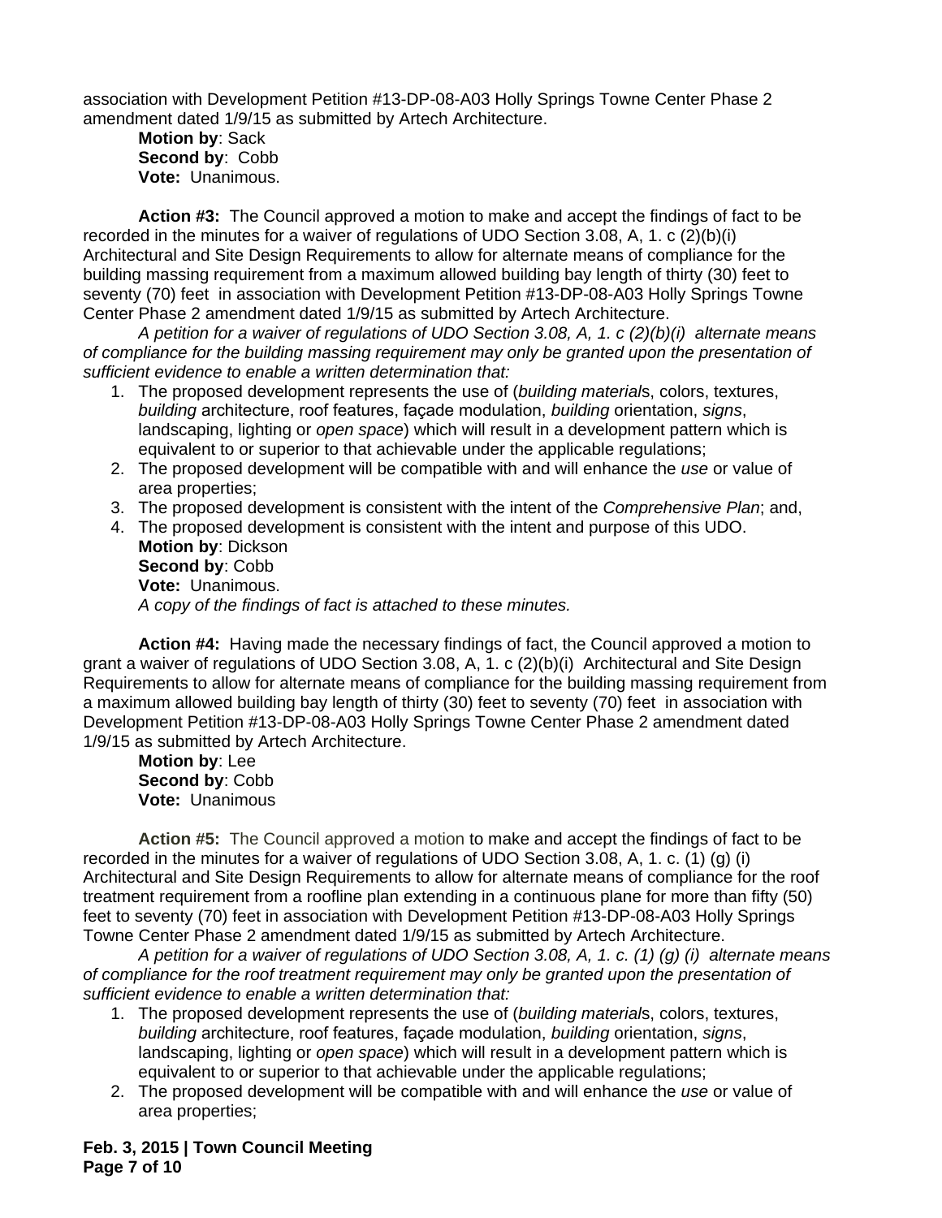association with Development Petition #13-DP-08-A03 Holly Springs Towne Center Phase 2 amendment dated 1/9/15 as submitted by Artech Architecture.

**Motion by**: Sack
**Second by**: Cobb
**Vote:** Unanimous.

**Action #3:** The Council approved a motion to make and accept the findings of fact to be recorded in the minutes for a waiver of regulations of UDO Section 3.08, A, 1. c (2)(b)(i) Architectural and Site Design Requirements to allow for alternate means of compliance for the building massing requirement from a maximum allowed building bay length of thirty (30) feet to seventy (70) feet in association with Development Petition #13-DP-08-A03 Holly Springs Towne Center Phase 2 amendment dated 1/9/15 as submitted by Artech Architecture.

*A petition for a waiver of regulations of UDO Section 3.08, A, 1. c (2)(b)(i) alternate means of compliance for the building massing requirement may only be granted upon the presentation of sufficient evidence to enable a written determination that:*

1. The proposed development represents the use of (*building material*s, colors, textures, *building* architecture, roof features, façade modulation, *building* orientation, *signs*, landscaping, lighting or *open space*) which will result in a development pattern which is equivalent to or superior to that achievable under the applicable regulations;
2. The proposed development will be compatible with and will enhance the *use* or value of area properties;
3. The proposed development is consistent with the intent of the *Comprehensive Plan*; and,
4. The proposed development is consistent with the intent and purpose of this UDO.

**Motion by**: Dickson
**Second by**: Cobb
**Vote:** Unanimous.
*A copy of the findings of fact is attached to these minutes.*

**Action #4:** Having made the necessary findings of fact, the Council approved a motion to grant a waiver of regulations of UDO Section 3.08, A, 1. c (2)(b)(i) Architectural and Site Design Requirements to allow for alternate means of compliance for the building massing requirement from a maximum allowed building bay length of thirty (30) feet to seventy (70) feet in association with Development Petition #13-DP-08-A03 Holly Springs Towne Center Phase 2 amendment dated 1/9/15 as submitted by Artech Architecture.

**Motion by**: Lee
**Second by**: Cobb
**Vote:** Unanimous

**Action #5:** The Council approved a motion to make and accept the findings of fact to be recorded in the minutes for a waiver of regulations of UDO Section 3.08, A, 1. c. (1) (g) (i) Architectural and Site Design Requirements to allow for alternate means of compliance for the roof treatment requirement from a roofline plan extending in a continuous plane for more than fifty (50) feet to seventy (70) feet in association with Development Petition #13-DP-08-A03 Holly Springs Towne Center Phase 2 amendment dated 1/9/15 as submitted by Artech Architecture.

*A petition for a waiver of regulations of UDO Section 3.08, A, 1. c. (1) (g) (i) alternate means of compliance for the roof treatment requirement may only be granted upon the presentation of sufficient evidence to enable a written determination that:*

1. The proposed development represents the use of (*building material*s, colors, textures, *building* architecture, roof features, façade modulation, *building* orientation, *signs*, landscaping, lighting or *open space*) which will result in a development pattern which is equivalent to or superior to that achievable under the applicable regulations;
2. The proposed development will be compatible with and will enhance the *use* or value of area properties;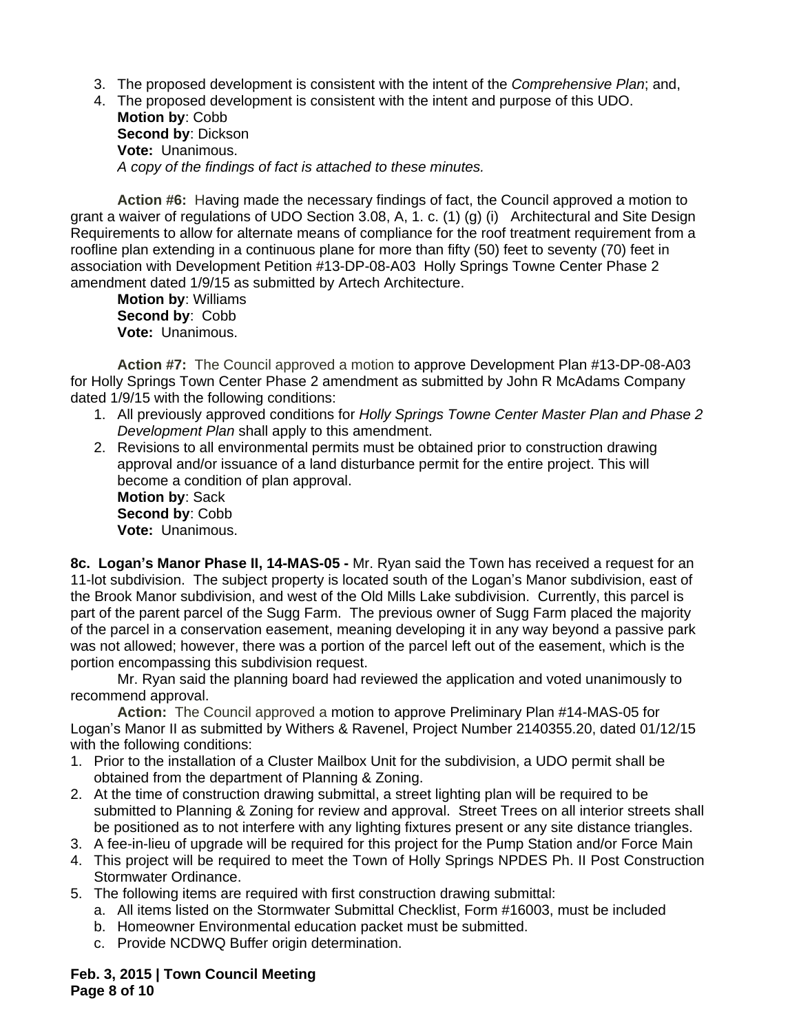3. The proposed development is consistent with the intent of the *Comprehensive Plan*; and,
4. The proposed development is consistent with the intent and purpose of this UDO.
   **Motion by**: Cobb
   **Second by**: Dickson
   **Vote:** Unanimous.
   *A copy of the findings of fact is attached to these minutes.*

**Action #6:** Having made the necessary findings of fact, the Council approved a motion to grant a waiver of regulations of UDO Section 3.08, A, 1. c. (1) (g) (i) Architectural and Site Design Requirements to allow for alternate means of compliance for the roof treatment requirement from a roofline plan extending in a continuous plane for more than fifty (50) feet to seventy (70) feet in association with Development Petition #13-DP-08-A03 Holly Springs Towne Center Phase 2 amendment dated 1/9/15 as submitted by Artech Architecture.

**Motion by**: Williams
**Second by**: Cobb
**Vote:** Unanimous.

**Action #7:** The Council approved a motion to approve Development Plan #13-DP-08-A03 for Holly Springs Town Center Phase 2 amendment as submitted by John R McAdams Company dated 1/9/15 with the following conditions:

1. All previously approved conditions for *Holly Springs Towne Center Master Plan and Phase 2 Development Plan* shall apply to this amendment.
2. Revisions to all environmental permits must be obtained prior to construction drawing approval and/or issuance of a land disturbance permit for the entire project. This will become a condition of plan approval.
   **Motion by**: Sack
   **Second by**: Cobb
   **Vote:** Unanimous.

**8c. Logan's Manor Phase II, 14-MAS-05 -** Mr. Ryan said the Town has received a request for an 11-lot subdivision. The subject property is located south of the Logan's Manor subdivision, east of the Brook Manor subdivision, and west of the Old Mills Lake subdivision. Currently, this parcel is part of the parent parcel of the Sugg Farm. The previous owner of Sugg Farm placed the majority of the parcel in a conservation easement, meaning developing it in any way beyond a passive park was not allowed; however, there was a portion of the parcel left out of the easement, which is the portion encompassing this subdivision request.

Mr. Ryan said the planning board had reviewed the application and voted unanimously to recommend approval.

**Action:** The Council approved a motion to approve Preliminary Plan #14-MAS-05 for Logan's Manor II as submitted by Withers & Ravenel, Project Number 2140355.20, dated 01/12/15 with the following conditions:

1. Prior to the installation of a Cluster Mailbox Unit for the subdivision, a UDO permit shall be obtained from the department of Planning & Zoning.
2. At the time of construction drawing submittal, a street lighting plan will be required to be submitted to Planning & Zoning for review and approval. Street Trees on all interior streets shall be positioned as to not interfere with any lighting fixtures present or any site distance triangles.
3. A fee-in-lieu of upgrade will be required for this project for the Pump Station and/or Force Main
4. This project will be required to meet the Town of Holly Springs NPDES Ph. II Post Construction Stormwater Ordinance.
5. The following items are required with first construction drawing submittal:
   a. All items listed on the Stormwater Submittal Checklist, Form #16003, must be included
   b. Homeowner Environmental education packet must be submitted.
   c. Provide NCDWQ Buffer origin determination.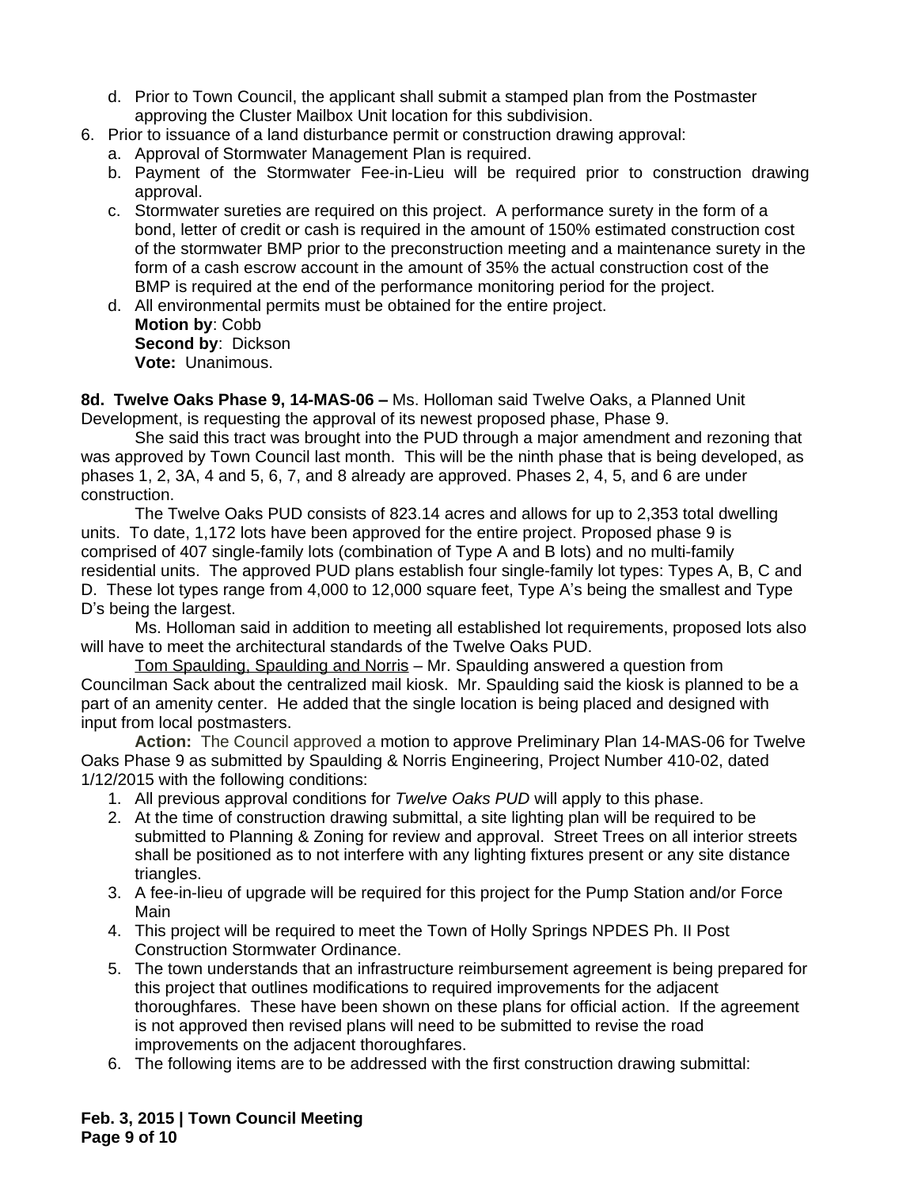d. Prior to Town Council, the applicant shall submit a stamped plan from the Postmaster approving the Cluster Mailbox Unit location for this subdivision.

6. Prior to issuance of a land disturbance permit or construction drawing approval:
   a. Approval of Stormwater Management Plan is required.
   b. Payment of the Stormwater Fee-in-Lieu will be required prior to construction drawing approval.
   c. Stormwater sureties are required on this project. A performance surety in the form of a bond, letter of credit or cash is required in the amount of 150% estimated construction cost of the stormwater BMP prior to the preconstruction meeting and a maintenance surety in the form of a cash escrow account in the amount of 35% the actual construction cost of the BMP is required at the end of the performance monitoring period for the project.
   d. All environmental permits must be obtained for the entire project.

   **Motion by**: Cobb
   **Second by**: Dickson
   **Vote:** Unanimous.

**8d. Twelve Oaks Phase 9, 14-MAS-06 –** Ms. Holloman said Twelve Oaks, a Planned Unit Development, is requesting the approval of its newest proposed phase, Phase 9.

She said this tract was brought into the PUD through a major amendment and rezoning that was approved by Town Council last month. This will be the ninth phase that is being developed, as phases 1, 2, 3A, 4 and 5, 6, 7, and 8 already are approved. Phases 2, 4, 5, and 6 are under construction.

The Twelve Oaks PUD consists of 823.14 acres and allows for up to 2,353 total dwelling units. To date, 1,172 lots have been approved for the entire project. Proposed phase 9 is comprised of 407 single-family lots (combination of Type A and B lots) and no multi-family residential units. The approved PUD plans establish four single-family lot types: Types A, B, C and D. These lot types range from 4,000 to 12,000 square feet, Type A's being the smallest and Type D's being the largest.

Ms. Holloman said in addition to meeting all established lot requirements, proposed lots also will have to meet the architectural standards of the Twelve Oaks PUD.

Tom Spaulding, Spaulding and Norris – Mr. Spaulding answered a question from Councilman Sack about the centralized mail kiosk. Mr. Spaulding said the kiosk is planned to be a part of an amenity center. He added that the single location is being placed and designed with input from local postmasters.

**Action:** The Council approved a motion to approve Preliminary Plan 14-MAS-06 for Twelve Oaks Phase 9 as submitted by Spaulding & Norris Engineering, Project Number 410-02, dated 1/12/2015 with the following conditions:

1. All previous approval conditions for *Twelve Oaks PUD* will apply to this phase.
2. At the time of construction drawing submittal, a site lighting plan will be required to be submitted to Planning & Zoning for review and approval. Street Trees on all interior streets shall be positioned as to not interfere with any lighting fixtures present or any site distance triangles.
3. A fee-in-lieu of upgrade will be required for this project for the Pump Station and/or Force Main
4. This project will be required to meet the Town of Holly Springs NPDES Ph. II Post Construction Stormwater Ordinance.
5. The town understands that an infrastructure reimbursement agreement is being prepared for this project that outlines modifications to required improvements for the adjacent thoroughfares. These have been shown on these plans for official action. If the agreement is not approved then revised plans will need to be submitted to revise the road improvements on the adjacent thoroughfares.
6. The following items are to be addressed with the first construction drawing submittal: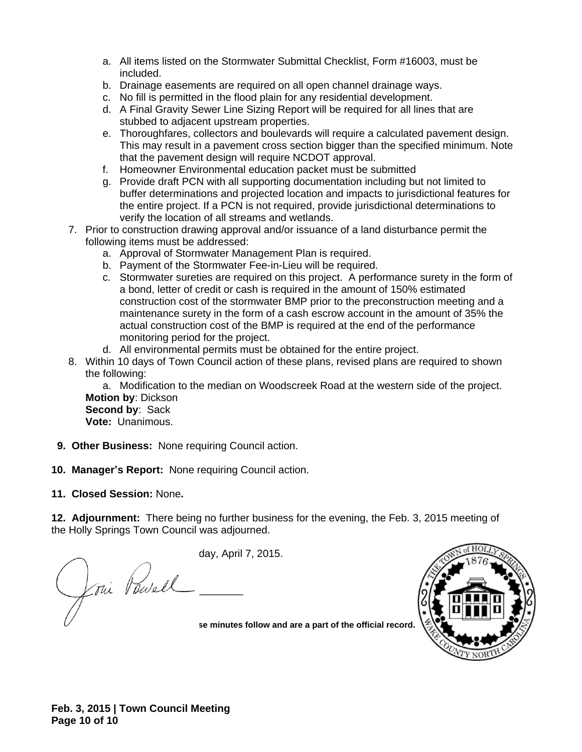a. All items listed on the Stormwater Submittal Checklist, Form #16003, must be included.
b. Drainage easements are required on all open channel drainage ways.
c. No fill is permitted in the flood plain for any residential development.
d. A Final Gravity Sewer Line Sizing Report will be required for all lines that are stubbed to adjacent upstream properties.
e. Thoroughfares, collectors and boulevards will require a calculated pavement design. This may result in a pavement cross section bigger than the specified minimum. Note that the pavement design will require NCDOT approval.
f. Homeowner Environmental education packet must be submitted
g. Provide draft PCN with all supporting documentation including but not limited to buffer determinations and projected location and impacts to jurisdictional features for the entire project. If a PCN is not required, provide jurisdictional determinations to verify the location of all streams and wetlands.

7. Prior to construction drawing approval and/or issuance of a land disturbance permit the following items must be addressed:
   a. Approval of Stormwater Management Plan is required.
   b. Payment of the Stormwater Fee-in-Lieu will be required.
   c. Stormwater sureties are required on this project. A performance surety in the form of a bond, letter of credit or cash is required in the amount of 150% estimated construction cost of the stormwater BMP prior to the preconstruction meeting and a maintenance surety in the form of a cash escrow account in the amount of 35% the actual construction cost of the BMP is required at the end of the performance monitoring period for the project.
   d. All environmental permits must be obtained for the entire project.
8. Within 10 days of Town Council action of these plans, revised plans are required to shown the following:
   a. Modification to the median on Woodscreek Road at the western side of the project.

**Motion by**: Dickson
**Second by**: Sack
**Vote:** Unanimous.

**9. Other Business:** None requiring Council action.

**10. Manager's Report:** None requiring Council action.

**11. Closed Session:** None**.**

**12. Adjournment:** There being no further business for the evening, the Feb. 3, 2015 meeting of the Holly Springs Town Council was adjourned.

day, April 7, 2015.

Joni Powell ______

**se minutes follow and are a part of the official record.**

THE TOWN of HOLLY SPRINGS 1876 WAKE COUNTY NORTH CAROLINA